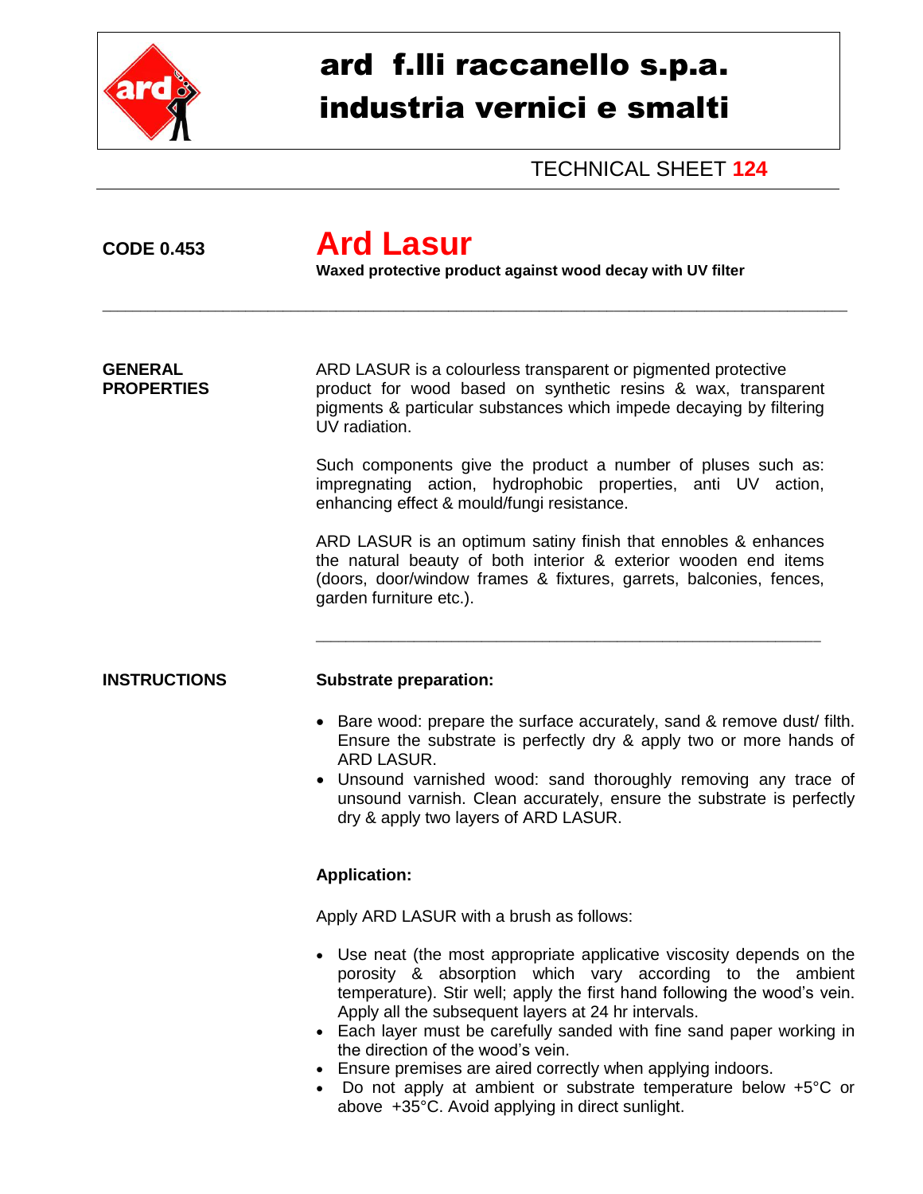# ard f.lli raccanello s.p.a.
# industria vernici e smalti

TECHNICAL SHEET **124**

**CODE 0.453**

## Ard Lasur

**Waxed protective product against wood decay with UV filter**

---

**GENERAL PROPERTIES**

ARD LASUR is a colourless transparent or pigmented protective product for wood based on synthetic resins & wax, transparent pigments & particular substances which impede decaying by filtering UV radiation.

Such components give the product a number of pluses such as: impregnating action, hydrophobic properties, anti UV action, enhancing effect & mould/fungi resistance.

ARD LASUR is an optimum satiny finish that ennobles & enhances the natural beauty of both interior & exterior wooden end items (doors, door/window frames & fixtures, garrets, balconies, fences, garden furniture etc.).

---

**INSTRUCTIONS**

**Substrate preparation:**

- Bare wood: prepare the surface accurately, sand & remove dust/ filth. Ensure the substrate is perfectly dry & apply two or more hands of ARD LASUR.
- Unsound varnished wood: sand thoroughly removing any trace of unsound varnish. Clean accurately, ensure the substrate is perfectly dry & apply two layers of ARD LASUR.

**Application:**

Apply ARD LASUR with a brush as follows:

- Use neat (the most appropriate applicative viscosity depends on the porosity & absorption which vary according to the ambient temperature). Stir well; apply the first hand following the wood's vein. Apply all the subsequent layers at 24 hr intervals.
- Each layer must be carefully sanded with fine sand paper working in the direction of the wood's vein.
- Ensure premises are aired correctly when applying indoors.
- Do not apply at ambient or substrate temperature below +5°C or above +35°C. Avoid applying in direct sunlight.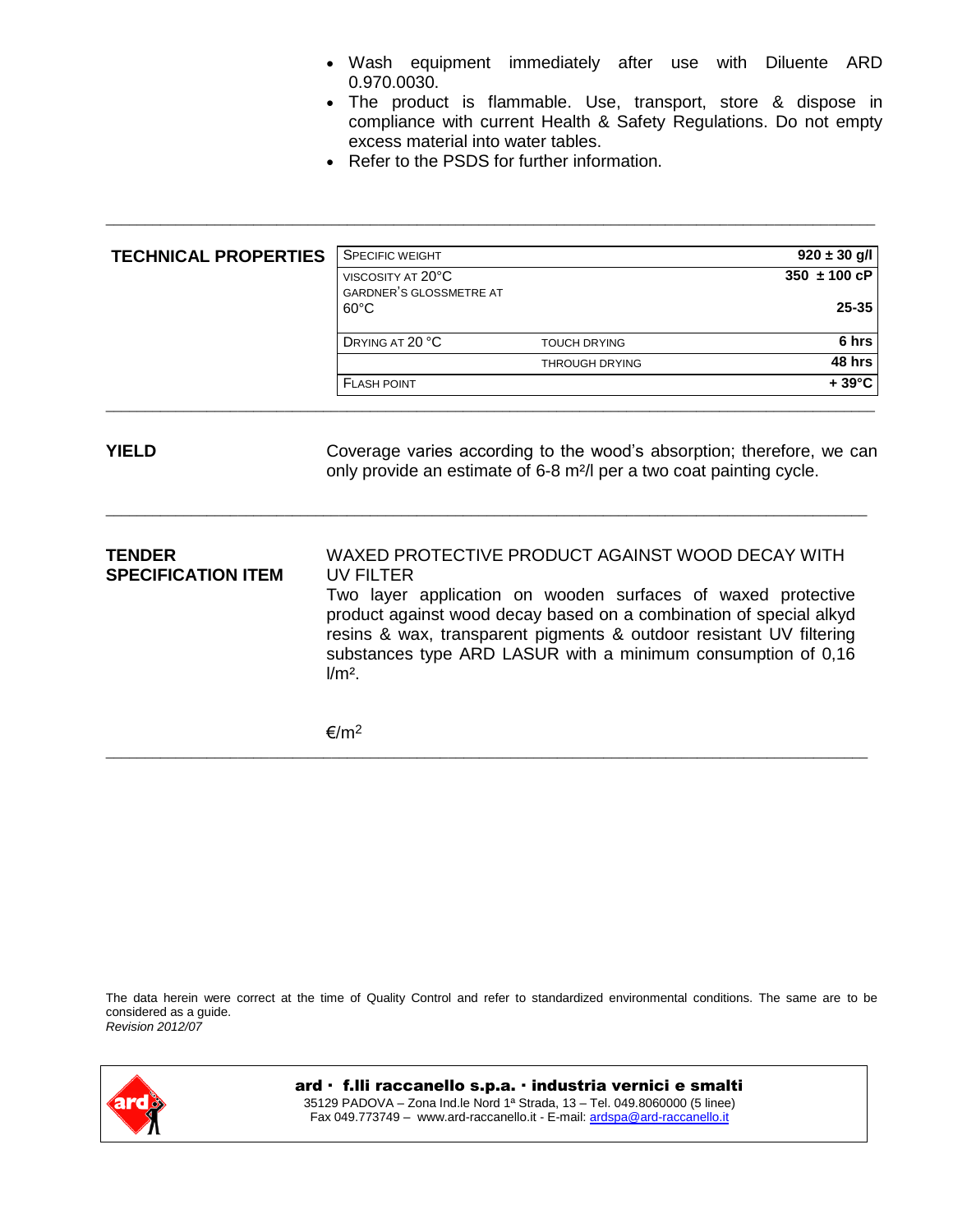- Wash equipment immediately after use with Diluente ARD 0.970.0030.
- The product is flammable. Use, transport, store & dispose in compliance with current Health & Safety Regulations. Do not empty excess material into water tables.
- Refer to the PSDS for further information.

---

**TECHNICAL PROPERTIES**

| | | |
|---|---|---|
| SPECIFIC WEIGHT | | **920 ± 30 g/l** |
| VISCOSITY AT 20°C | | **350 ± 100 cP** |
| GARDNER'S GLOSSMETRE AT 60°C | | **25-35** |
| DRYING AT 20 °C | TOUCH DRYING | **6 hrs** |
| | THROUGH DRYING | **48 hrs** |
| FLASH POINT | | **+ 39°C** |

---

**YIELD**

Coverage varies according to the wood's absorption; therefore, we can only provide an estimate of 6-8 m²/l per a two coat painting cycle.

---

**TENDER SPECIFICATION ITEM**

WAXED PROTECTIVE PRODUCT AGAINST WOOD DECAY WITH UV FILTER

Two layer application on wooden surfaces of waxed protective product against wood decay based on a combination of special alkyd resins & wax, transparent pigments & outdoor resistant UV filtering substances type ARD LASUR with a minimum consumption of 0,16 l/m².

€/m²

---

The data herein were correct at the time of Quality Control and refer to standardized environmental conditions. The same are to be considered as a guide.

*Revision 2012/07*

**ard · f.lli raccanello s.p.a. · industria vernici e smalti**
35129 PADOVA – Zona Ind.le Nord 1ª Strada, 13 – Tel. 049.8060000 (5 linee)
Fax 049.773749 – www.ard-raccanello.it - E-mail: ardspa@ard-raccanello.it